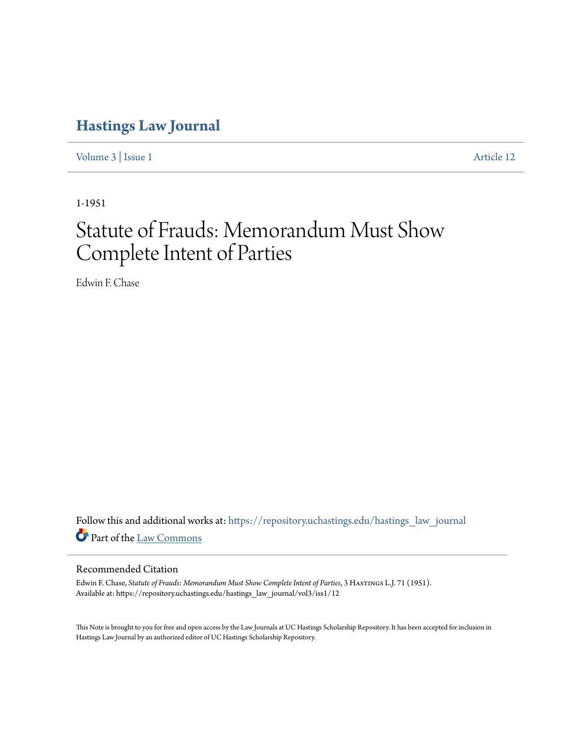# Hastings Law Journal

Volume 3 | Issue 1 Article 12

1-1951

# Statute of Frauds: Memorandum Must Show Complete Intent of Parties

Edwin F. Chase

Follow this and additional works at: https://repository.uchastings.edu/hastings_law_journal

Part of the Law Commons

## Recommended Citation

Edwin F. Chase, *Statute of Frauds: Memorandum Must Show Complete Intent of Parties*, 3 Hastings L.J. 71 (1951).
Available at: https://repository.uchastings.edu/hastings_law_journal/vol3/iss1/12

This Note is brought to you for free and open access by the Law Journals at UC Hastings Scholarship Repository. It has been accepted for inclusion in Hastings Law Journal by an authorized editor of UC Hastings Scholarship Repository.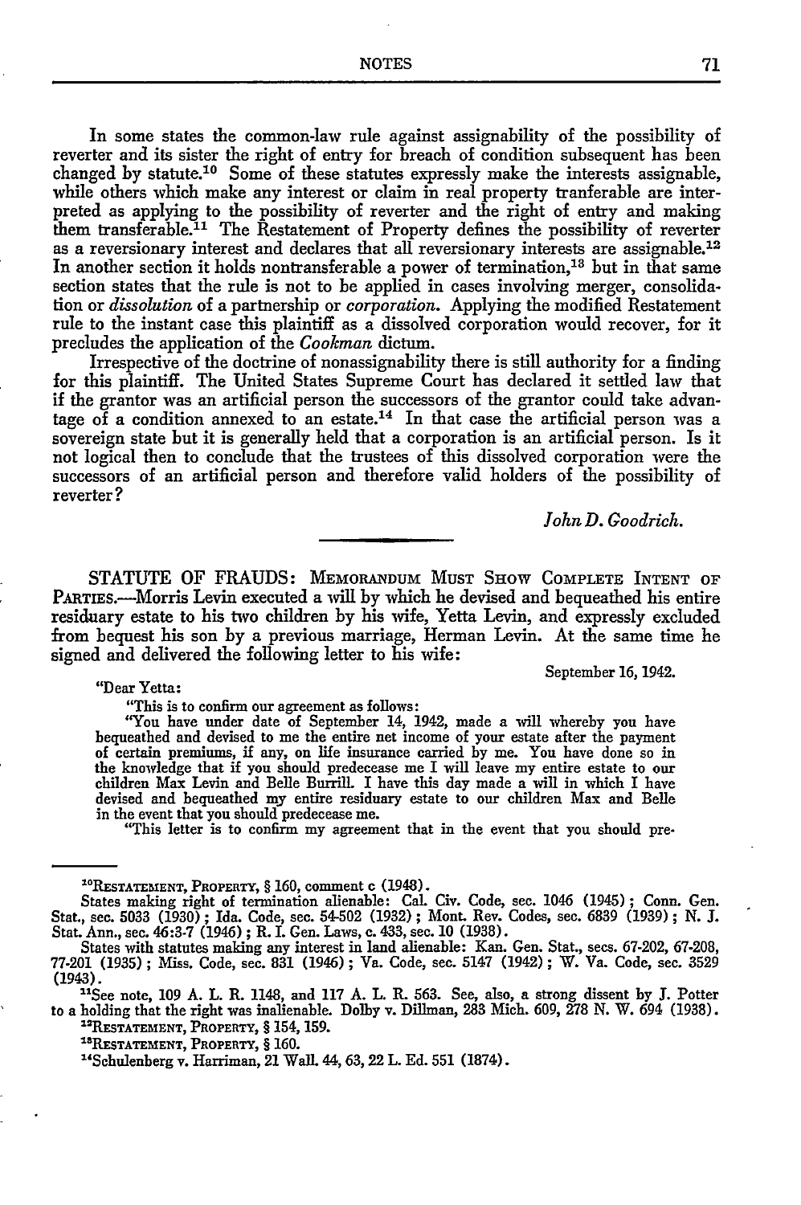In some states the common-law rule against assignability of the possibility of reverter and its sister the right of entry for breach of condition subsequent has been changed by statute.[10] Some of these statutes expressly make the interests assignable, while others which make any interest or claim in real property tranferable are interpreted as applying to the possibility of reverter and the right of entry and making them transferable.[11] The Restatement of Property defines the possibility of reverter as a reversionary interest and declares that all reversionary interests are assignable.[12] In another section it holds nontransferable a power of termination,[13] but in that same section states that the rule is not to be applied in cases involving merger, consolidation or *dissolution* of a partnership or *corporation.* Applying the modified Restatement rule to the instant case this plaintiff as a dissolved corporation would recover, for it precludes the application of the *Cookman* dictum.

Irrespective of the doctrine of nonassignability there is still authority for a finding for this plaintiff. The United States Supreme Court has declared it settled law that if the grantor was an artificial person the successors of the grantor could take advantage of a condition annexed to an estate.[14] In that case the artificial person was a sovereign state but it is generally held that a corporation is an artificial person. Is it not logical then to conclude that the trustees of this dissolved corporation were the successors of an artificial person and therefore valid holders of the possibility of reverter?

*John D. Goodrich.*

---

STATUTE OF FRAUDS: MEMORANDUM MUST SHOW COMPLETE INTENT OF PARTIES.—Morris Levin executed a will by which he devised and bequeathed his entire residuary estate to his two children by his wife, Yetta Levin, and expressly excluded from bequest his son by a previous marriage, Herman Levin. At the same time he signed and delivered the following letter to his wife:

September 16, 1942.

"Dear Yetta:

"This is to confirm our agreement as follows:

"You have under date of September 14, 1942, made a will whereby you have bequeathed and devised to me the entire net income of your estate after the payment of certain premiums, if any, on life insurance carried by me. You have done so in the knowledge that if you should predecease me I will leave my entire estate to our children Max Levin and Belle Burrill. I have this day made a will in which I have devised and bequeathed my entire residuary estate to our children Max and Belle in the event that you should predecease me.

"This letter is to confirm my agreement that in the event that you should pre-

---

[10]RESTATEMENT, PROPERTY, § 160, comment c (1948).

States making right of termination alienable: Cal. Civ. Code, sec. 1046 (1945); Conn. Gen. Stat., sec. 5033 (1930); Ida. Code, sec. 54-502 (1932); Mont. Rev. Codes, sec. 6839 (1939); N. J. Stat. Ann., sec. 46:3-7 (1946); R. I. Gen. Laws, c. 433, sec. 10 (1938).

States with statutes making any interest in land alienable: Kan. Gen. Stat., secs. 67-202, 67-208, 77-201 (1935); Miss. Code, sec. 831 (1946); Va. Code, sec. 5147 (1942); W. Va. Code, sec. 3529 (1943).

[11]See note, 109 A. L. R. 1148, and 117 A. L. R. 563. See, also, a strong dissent by J. Potter to a holding that the right was inalienable. Dolby v. Dillman, 283 Mich. 609, 278 N. W. 694 (1938).

[12]RESTATEMENT, PROPERTY, § 154, 159.

[13]RESTATEMENT, PROPERTY, § 160.

[14]Schulenberg v. Harriman, 21 Wall. 44, 63, 22 L. Ed. 551 (1874).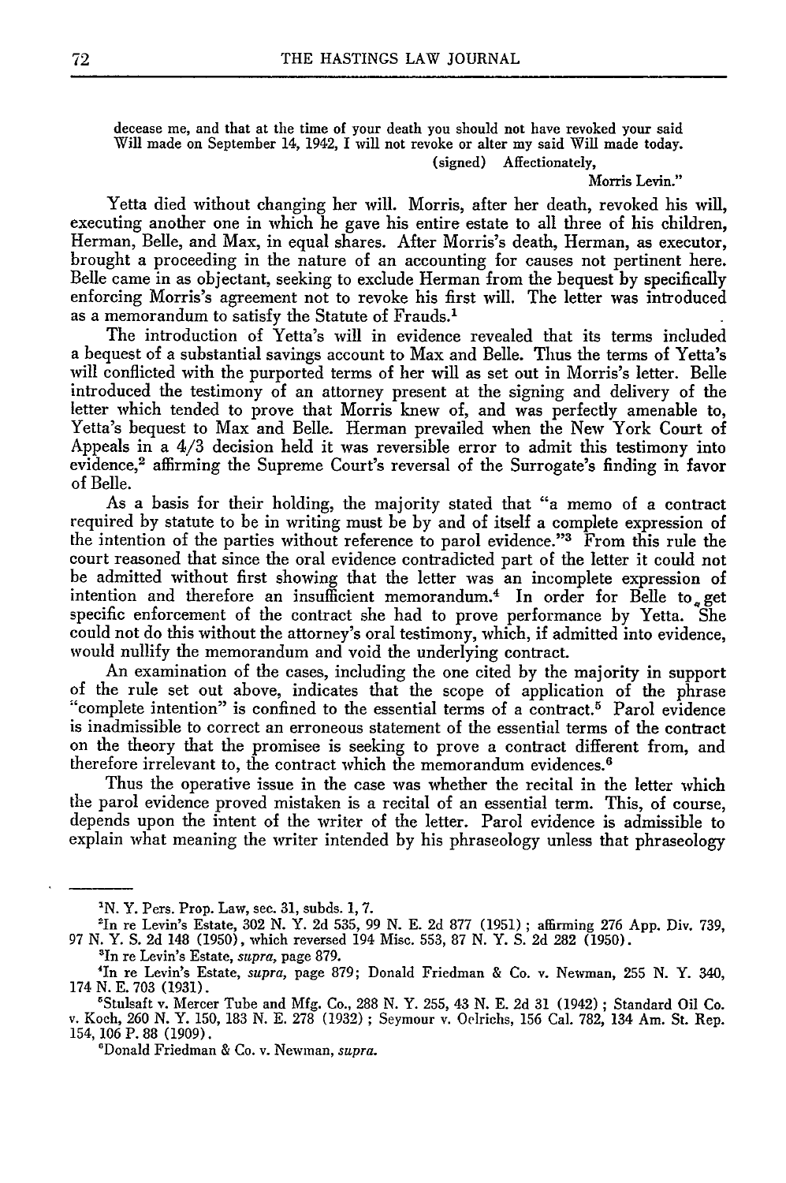decease me, and that at the time of your death you should not have revoked your said Will made on September 14, 1942, I will not revoke or alter my said Will made today.

(signed) Affectionately,
Morris Levin."

Yetta died without changing her will. Morris, after her death, revoked his will, executing another one in which he gave his entire estate to all three of his children, Herman, Belle, and Max, in equal shares. After Morris's death, Herman, as executor, brought a proceeding in the nature of an accounting for causes not pertinent here. Belle came in as objectant, seeking to exclude Herman from the bequest by specifically enforcing Morris's agreement not to revoke his first will. The letter was introduced as a memorandum to satisfy the Statute of Frauds.[1]

The introduction of Yetta's will in evidence revealed that its terms included a bequest of a substantial savings account to Max and Belle. Thus the terms of Yetta's will conflicted with the purported terms of her will as set out in Morris's letter. Belle introduced the testimony of an attorney present at the signing and delivery of the letter which tended to prove that Morris knew of, and was perfectly amenable to, Yetta's bequest to Max and Belle. Herman prevailed when the New York Court of Appeals in a 4/3 decision held it was reversible error to admit this testimony into evidence,[2] affirming the Supreme Court's reversal of the Surrogate's finding in favor of Belle.

As a basis for their holding, the majority stated that "a memo of a contract required by statute to be in writing must be by and of itself a complete expression of the intention of the parties without reference to parol evidence."[3] From this rule the court reasoned that since the oral evidence contradicted part of the letter it could not be admitted without first showing that the letter was an incomplete expression of intention and therefore an insufficient memorandum.[4] In order for Belle to get specific enforcement of the contract she had to prove performance by Yetta. She could not do this without the attorney's oral testimony, which, if admitted into evidence, would nullify the memorandum and void the underlying contract.

An examination of the cases, including the one cited by the majority in support of the rule set out above, indicates that the scope of application of the phrase "complete intention" is confined to the essential terms of a contract.[5] Parol evidence is inadmissible to correct an erroneous statement of the essential terms of the contract on the theory that the promisee is seeking to prove a contract different from, and therefore irrelevant to, the contract which the memorandum evidences.[6]

Thus the operative issue in the case was whether the recital in the letter which the parol evidence proved mistaken is a recital of an essential term. This, of course, depends upon the intent of the writer of the letter. Parol evidence is admissible to explain what meaning the writer intended by his phraseology unless that phraseology

---

[1] N. Y. Pers. Prop. Law, sec. 31, subds. 1, 7.

[2] In re Levin's Estate, 302 N. Y. 2d 535, 99 N. E. 2d 877 (1951); affirming 276 App. Div. 739, 97 N. Y. S. 2d 148 (1950), which reversed 194 Misc. 553, 87 N. Y. S. 2d 282 (1950).

[3] In re Levin's Estate, *supra*, page 879.

[4] In re Levin's Estate, *supra*, page 879; Donald Friedman & Co. v. Newman, 255 N. Y. 340, 174 N. E. 703 (1931).

[5] Stulsaft v. Mercer Tube and Mfg. Co., 288 N. Y. 255, 43 N. E. 2d 31 (1942); Standard Oil Co. v. Koch, 260 N. Y. 150, 183 N. E. 278 (1932); Seymour v. Oelrichs, 156 Cal. 782, 134 Am. St. Rep. 154, 106 P. 88 (1909).

[6] Donald Friedman & Co. v. Newman, *supra*.